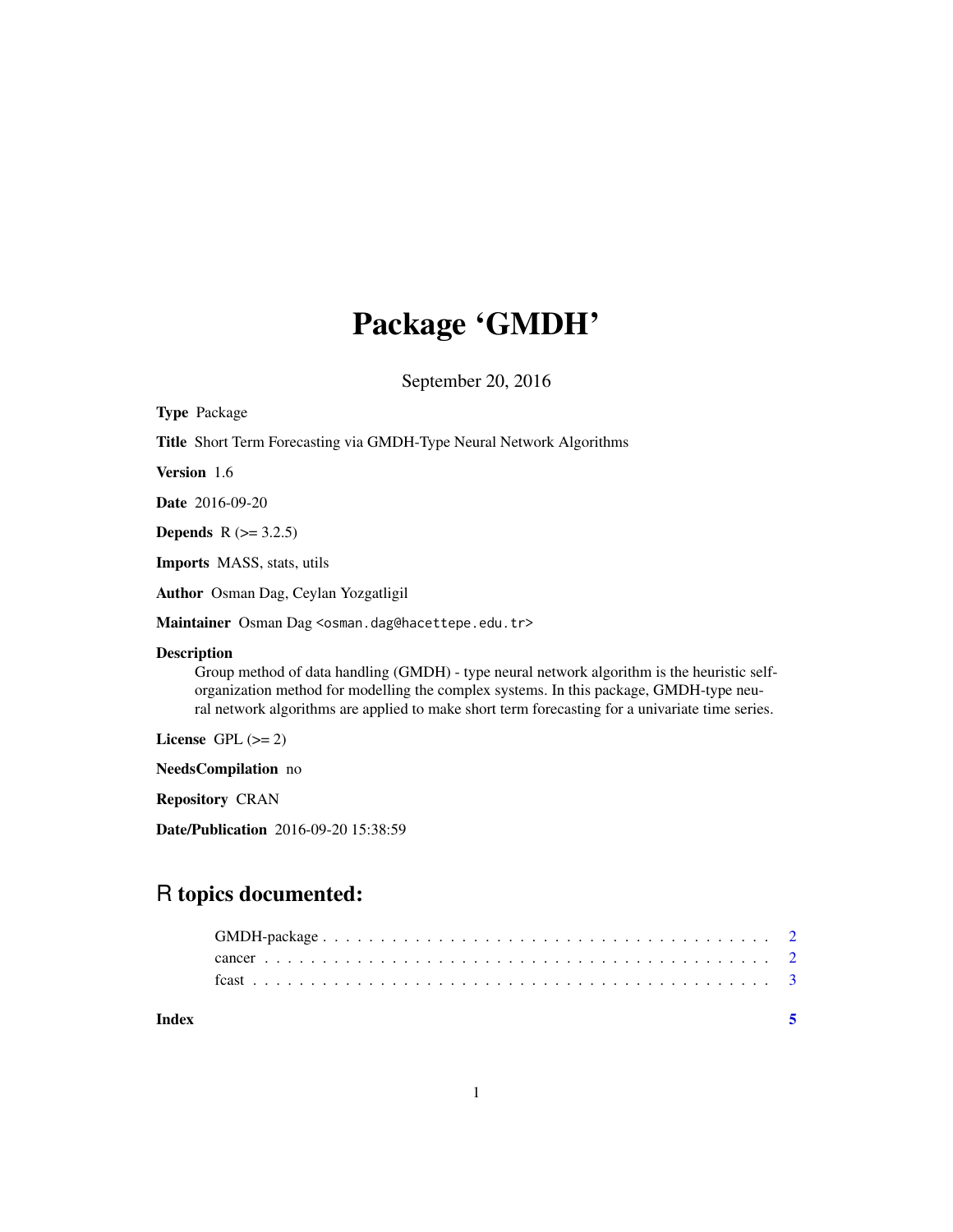# Package 'GMDH'

September 20, 2016

**Type** Package

**Title** Short Term Forecasting via GMDH-Type Neural Network Algorithms

**Version** 1.6

**Date** 2016-09-20

**Depends** R (>= 3.2.5)

**Imports** MASS, stats, utils

**Author** Osman Dag, Ceylan Yozgatligil

**Maintainer** Osman Dag <osman.dag@hacettepe.edu.tr>

**Description**

Group method of data handling (GMDH) - type neural network algorithm is the heuristic self-organization method for modelling the complex systems. In this package, GMDH-type neural network algorithms are applied to make short term forecasting for a univariate time series.

**License** GPL (>= 2)

**NeedsCompilation** no

**Repository** CRAN

**Date/Publication** 2016-09-20 15:38:59

## R topics documented:

GMDH-package . . . . . . . . . . . . . . . . . . . . . . . . . . . . . . . . . . . . . . . 2
cancer . . . . . . . . . . . . . . . . . . . . . . . . . . . . . . . . . . . . . . . . . . . . 2
fcast . . . . . . . . . . . . . . . . . . . . . . . . . . . . . . . . . . . . . . . . . . . . . 3

**Index** **5**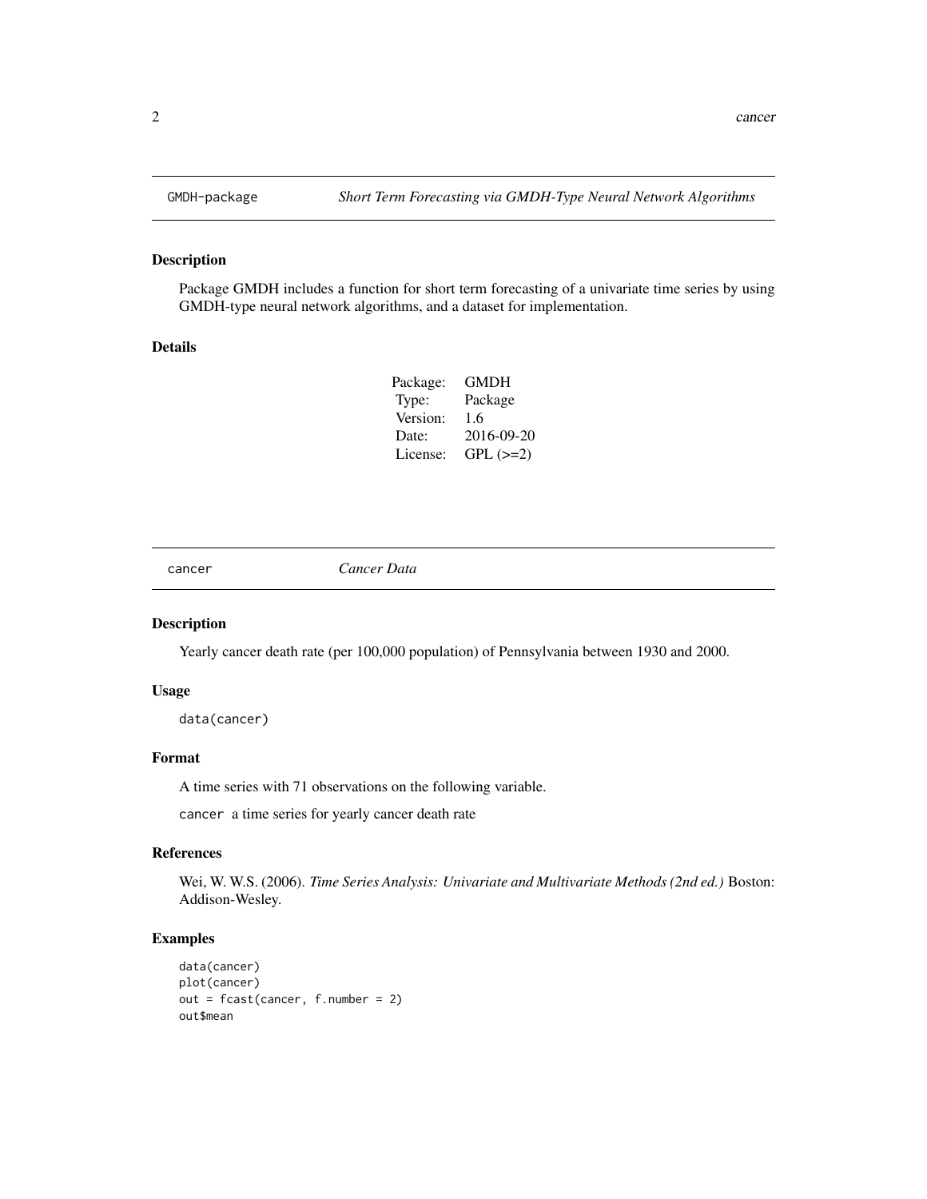## GMDH-package — *Short Term Forecasting via GMDH-Type Neural Network Algorithms*

### Description

Package GMDH includes a function for short term forecasting of a univariate time series by using GMDH-type neural network algorithms, and a dataset for implementation.

### Details

| | |
|---|---|
| Package: | GMDH |
| Type: | Package |
| Version: | 1.6 |
| Date: | 2016-09-20 |
| License: | GPL (>=2) |

## cancer — *Cancer Data*

### Description

Yearly cancer death rate (per 100,000 population) of Pennsylvania between 1930 and 2000.

### Usage

```
data(cancer)
```

### Format

A time series with 71 observations on the following variable.

`cancer` a time series for yearly cancer death rate

### References

Wei, W. W.S. (2006). *Time Series Analysis: Univariate and Multivariate Methods (2nd ed.)* Boston: Addison-Wesley.

### Examples

```
data(cancer)
plot(cancer)
out = fcast(cancer, f.number = 2)
out$mean
```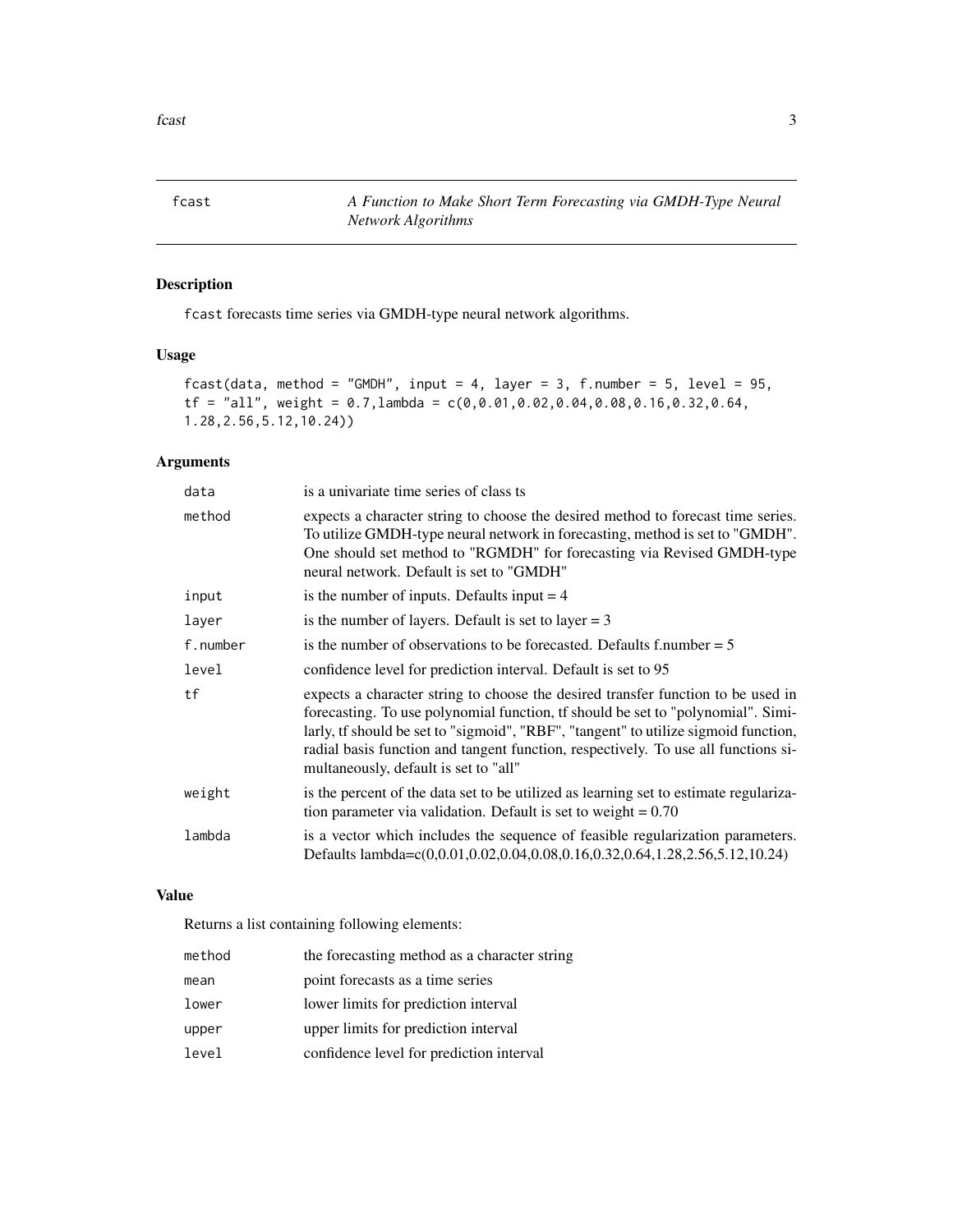# fcast — *A Function to Make Short Term Forecasting via GMDH-Type Neural Network Algorithms*

## Description

`fcast` forecasts time series via GMDH-type neural network algorithms.

## Usage

```
fcast(data, method = "GMDH", input = 4, layer = 3, f.number = 5, level = 95,
tf = "all", weight = 0.7,lambda = c(0,0.01,0.02,0.04,0.08,0.16,0.32,0.64,
1.28,2.56,5.12,10.24))
```

## Arguments

| | |
|---|---|
| `data` | is a univariate time series of class ts |
| `method` | expects a character string to choose the desired method to forecast time series. To utilize GMDH-type neural network in forecasting, method is set to "GMDH". One should set method to "RGMDH" for forecasting via Revised GMDH-type neural network. Default is set to "GMDH" |
| `input` | is the number of inputs. Defaults input = 4 |
| `layer` | is the number of layers. Default is set to layer = 3 |
| `f.number` | is the number of observations to be forecasted. Defaults f.number = 5 |
| `level` | confidence level for prediction interval. Default is set to 95 |
| `tf` | expects a character string to choose the desired transfer function to be used in forecasting. To use polynomial function, tf should be set to "polynomial". Similarly, tf should be set to "sigmoid", "RBF", "tangent" to utilize sigmoid function, radial basis function and tangent function, respectively. To use all functions simultaneously, default is set to "all" |
| `weight` | is the percent of the data set to be utilized as learning set to estimate regularization parameter via validation. Default is set to weight = 0.70 |
| `lambda` | is a vector which includes the sequence of feasible regularization parameters. Defaults lambda=c(0,0.01,0.02,0.04,0.08,0.16,0.32,0.64,1.28,2.56,5.12,10.24) |

## Value

Returns a list containing following elements:

| | |
|---|---|
| `method` | the forecasting method as a character string |
| `mean` | point forecasts as a time series |
| `lower` | lower limits for prediction interval |
| `upper` | upper limits for prediction interval |
| `level` | confidence level for prediction interval |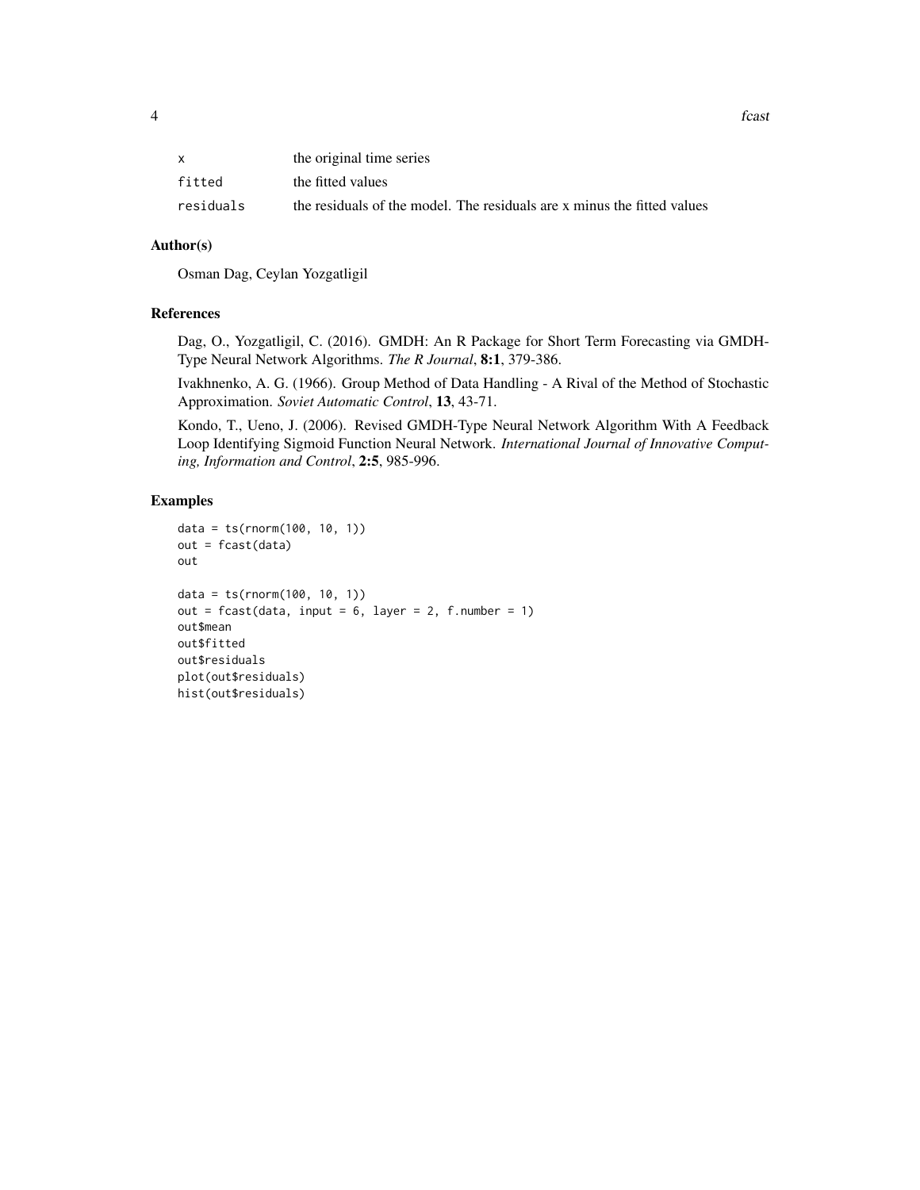| | |
|---|---|
| x | the original time series |
| fitted | the fitted values |
| residuals | the residuals of the model. The residuals are x minus the fitted values |

## Author(s)

Osman Dag, Ceylan Yozgatligil

## References

Dag, O., Yozgatligil, C. (2016). GMDH: An R Package for Short Term Forecasting via GMDH-Type Neural Network Algorithms. *The R Journal*, **8:1**, 379-386.

Ivakhnenko, A. G. (1966). Group Method of Data Handling - A Rival of the Method of Stochastic Approximation. *Soviet Automatic Control*, **13**, 43-71.

Kondo, T., Ueno, J. (2006). Revised GMDH-Type Neural Network Algorithm With A Feedback Loop Identifying Sigmoid Function Neural Network. *International Journal of Innovative Computing, Information and Control*, **2:5**, 985-996.

## Examples

```
data = ts(rnorm(100, 10, 1))
out = fcast(data)
out

data = ts(rnorm(100, 10, 1))
out = fcast(data, input = 6, layer = 2, f.number = 1)
out$mean
out$fitted
out$residuals
plot(out$residuals)
hist(out$residuals)
```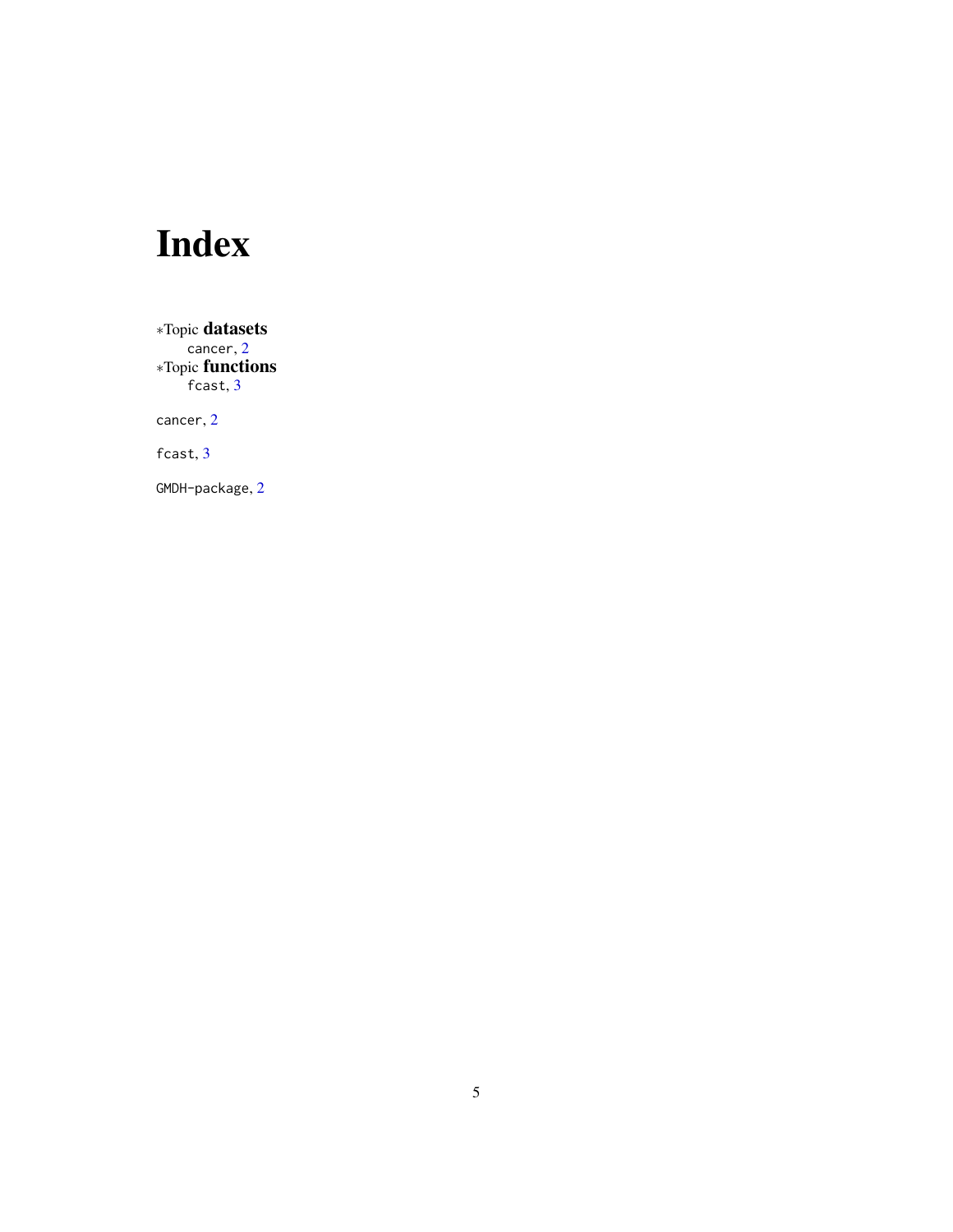# Index

∗Topic **datasets**
  cancer, 2
∗Topic **functions**
  fcast, 3

cancer, 2

fcast, 3

GMDH-package, 2